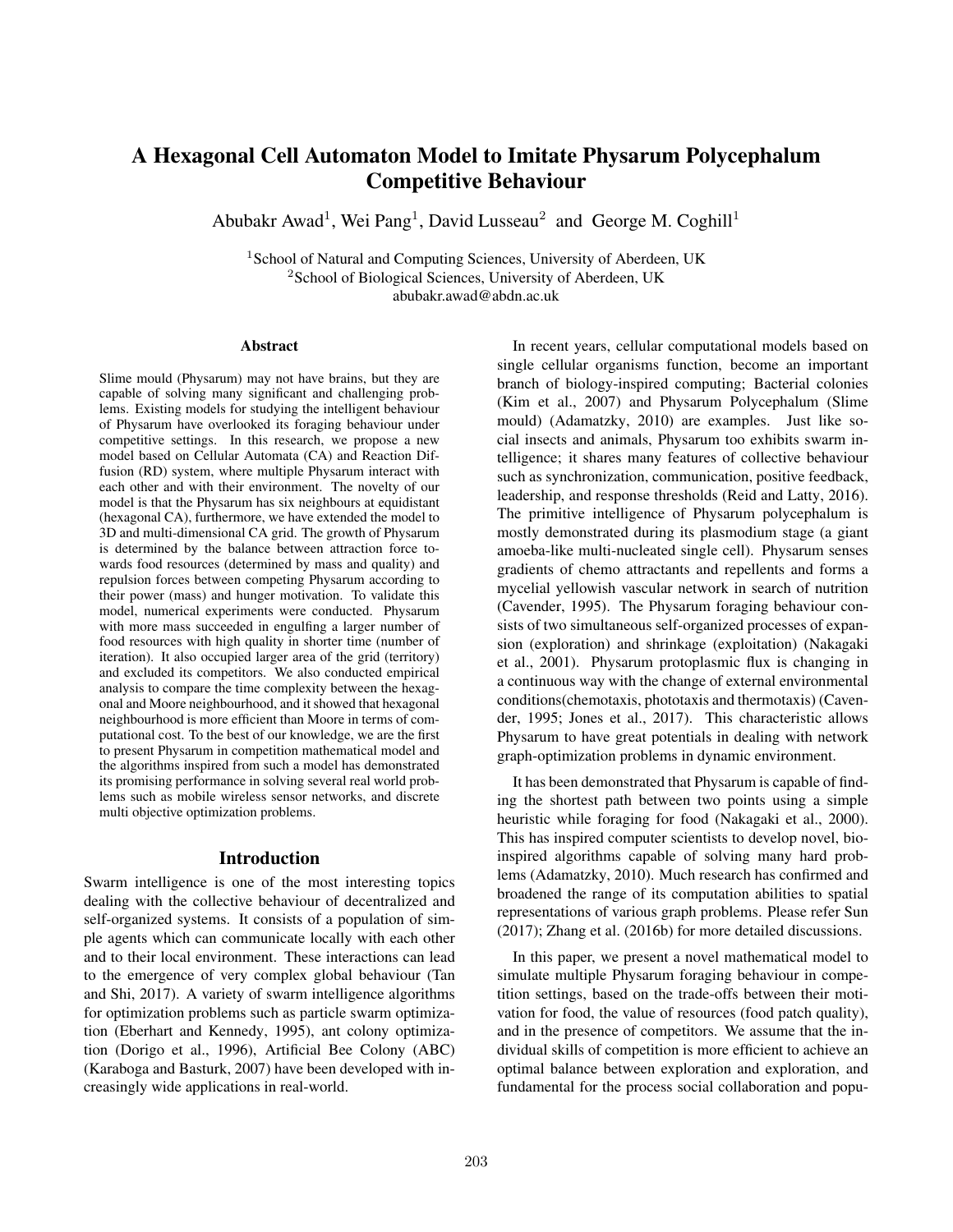# A Hexagonal Cell Automaton Model to Imitate Physarum Polycephalum Competitive Behaviour

Abubakr Awad[1], Wei Pang[1], David Lusseau[2] and George M. Coghill[1]

[1]School of Natural and Computing Sciences, University of Aberdeen, UK
[2]School of Biological Sciences, University of Aberdeen, UK
abubakr.awad@abdn.ac.uk

## Abstract

Slime mould (Physarum) may not have brains, but they are capable of solving many significant and challenging problems. Existing models for studying the intelligent behaviour of Physarum have overlooked its foraging behaviour under competitive settings. In this research, we propose a new model based on Cellular Automata (CA) and Reaction Diffusion (RD) system, where multiple Physarum interact with each other and with their environment. The novelty of our model is that the Physarum has six neighbours at equidistant (hexagonal CA), furthermore, we have extended the model to 3D and multi-dimensional CA grid. The growth of Physarum is determined by the balance between attraction force towards food resources (determined by mass and quality) and repulsion forces between competing Physarum according to their power (mass) and hunger motivation. To validate this model, numerical experiments were conducted. Physarum with more mass succeeded in engulfing a larger number of food resources with high quality in shorter time (number of iteration). It also occupied larger area of the grid (territory) and excluded its competitors. We also conducted empirical analysis to compare the time complexity between the hexagonal and Moore neighbourhood, and it showed that hexagonal neighbourhood is more efficient than Moore in terms of computational cost. To the best of our knowledge, we are the first to present Physarum in competition mathematical model and the algorithms inspired from such a model has demonstrated its promising performance in solving several real world problems such as mobile wireless sensor networks, and discrete multi objective optimization problems.

## Introduction

Swarm intelligence is one of the most interesting topics dealing with the collective behaviour of decentralized and self-organized systems. It consists of a population of simple agents which can communicate locally with each other and to their local environment. These interactions can lead to the emergence of very complex global behaviour (Tan and Shi, 2017). A variety of swarm intelligence algorithms for optimization problems such as particle swarm optimization (Eberhart and Kennedy, 1995), ant colony optimization (Dorigo et al., 1996), Artificial Bee Colony (ABC) (Karaboga and Basturk, 2007) have been developed with increasingly wide applications in real-world.

In recent years, cellular computational models based on single cellular organisms function, become an important branch of biology-inspired computing; Bacterial colonies (Kim et al., 2007) and Physarum Polycephalum (Slime mould) (Adamatzky, 2010) are examples. Just like social insects and animals, Physarum too exhibits swarm intelligence; it shares many features of collective behaviour such as synchronization, communication, positive feedback, leadership, and response thresholds (Reid and Latty, 2016). The primitive intelligence of Physarum polycephalum is mostly demonstrated during its plasmodium stage (a giant amoeba-like multi-nucleated single cell). Physarum senses gradients of chemo attractants and repellents and forms a mycelial yellowish vascular network in search of nutrition (Cavender, 1995). The Physarum foraging behaviour consists of two simultaneous self-organized processes of expansion (exploration) and shrinkage (exploitation) (Nakagaki et al., 2001). Physarum protoplasmic flux is changing in a continuous way with the change of external environmental conditions(chemotaxis, phototaxis and thermotaxis) (Cavender, 1995; Jones et al., 2017). This characteristic allows Physarum to have great potentials in dealing with network graph-optimization problems in dynamic environment.

It has been demonstrated that Physarum is capable of finding the shortest path between two points using a simple heuristic while foraging for food (Nakagaki et al., 2000). This has inspired computer scientists to develop novel, bio-inspired algorithms capable of solving many hard problems (Adamatzky, 2010). Much research has confirmed and broadened the range of its computation abilities to spatial representations of various graph problems. Please refer Sun (2017); Zhang et al. (2016b) for more detailed discussions.

In this paper, we present a novel mathematical model to simulate multiple Physarum foraging behaviour in competition settings, based on the trade-offs between their motivation for food, the value of resources (food patch quality), and in the presence of competitors. We assume that the individual skills of competition is more efficient to achieve an optimal balance between exploration and exploration, and fundamental for the process social collaboration and popu-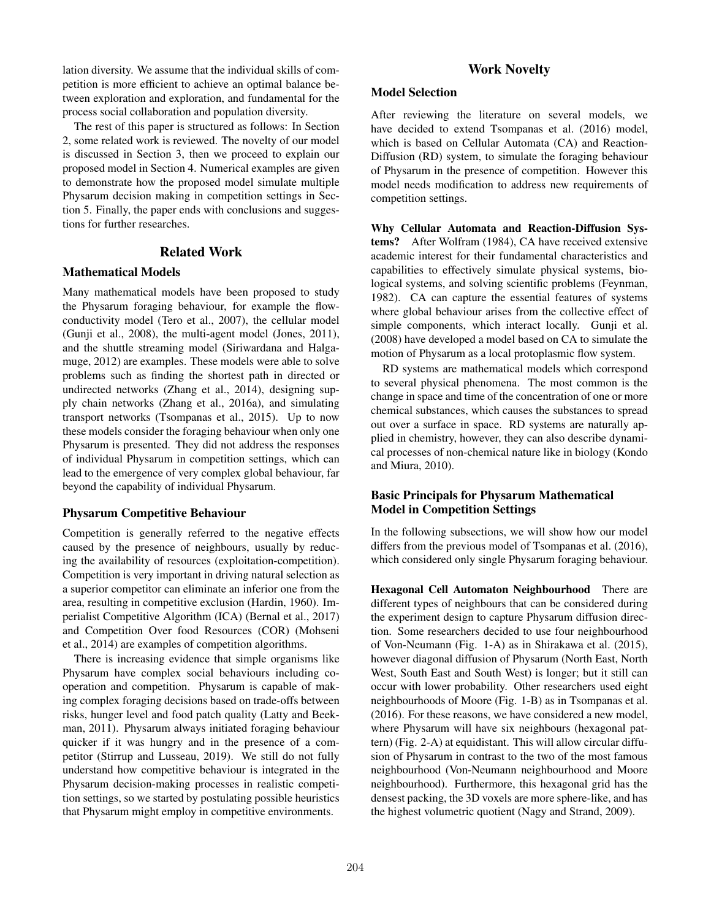lation diversity. We assume that the individual skills of competition is more efficient to achieve an optimal balance between exploration and exploration, and fundamental for the process social collaboration and population diversity.

The rest of this paper is structured as follows: In Section 2, some related work is reviewed. The novelty of our model is discussed in Section 3, then we proceed to explain our proposed model in Section 4. Numerical examples are given to demonstrate how the proposed model simulate multiple Physarum decision making in competition settings in Section 5. Finally, the paper ends with conclusions and suggestions for further researches.

## Related Work

### Mathematical Models

Many mathematical models have been proposed to study the Physarum foraging behaviour, for example the flow-conductivity model (Tero et al., 2007), the cellular model (Gunji et al., 2008), the multi-agent model (Jones, 2011), and the shuttle streaming model (Siriwardana and Halgamuge, 2012) are examples. These models were able to solve problems such as finding the shortest path in directed or undirected networks (Zhang et al., 2014), designing supply chain networks (Zhang et al., 2016a), and simulating transport networks (Tsompanas et al., 2015). Up to now these models consider the foraging behaviour when only one Physarum is presented. They did not address the responses of individual Physarum in competition settings, which can lead to the emergence of very complex global behaviour, far beyond the capability of individual Physarum.

### Physarum Competitive Behaviour

Competition is generally referred to the negative effects caused by the presence of neighbours, usually by reducing the availability of resources (exploitation-competition). Competition is very important in driving natural selection as a superior competitor can eliminate an inferior one from the area, resulting in competitive exclusion (Hardin, 1960). Imperialist Competitive Algorithm (ICA) (Bernal et al., 2017) and Competition Over food Resources (COR) (Mohseni et al., 2014) are examples of competition algorithms.

There is increasing evidence that simple organisms like Physarum have complex social behaviours including cooperation and competition. Physarum is capable of making complex foraging decisions based on trade-offs between risks, hunger level and food patch quality (Latty and Beekman, 2011). Physarum always initiated foraging behaviour quicker if it was hungry and in the presence of a competitor (Stirrup and Lusseau, 2019). We still do not fully understand how competitive behaviour is integrated in the Physarum decision-making processes in realistic competition settings, so we started by postulating possible heuristics that Physarum might employ in competitive environments.

## Work Novelty

### Model Selection

After reviewing the literature on several models, we have decided to extend Tsompanas et al. (2016) model, which is based on Cellular Automata (CA) and Reaction-Diffusion (RD) system, to simulate the foraging behaviour of Physarum in the presence of competition. However this model needs modification to address new requirements of competition settings.

**Why Cellular Automata and Reaction-Diffusion Systems?** After Wolfram (1984), CA have received extensive academic interest for their fundamental characteristics and capabilities to effectively simulate physical systems, biological systems, and solving scientific problems (Feynman, 1982). CA can capture the essential features of systems where global behaviour arises from the collective effect of simple components, which interact locally. Gunji et al. (2008) have developed a model based on CA to simulate the motion of Physarum as a local protoplasmic flow system.

RD systems are mathematical models which correspond to several physical phenomena. The most common is the change in space and time of the concentration of one or more chemical substances, which causes the substances to spread out over a surface in space. RD systems are naturally applied in chemistry, however, they can also describe dynamical processes of non-chemical nature like in biology (Kondo and Miura, 2010).

### Basic Principals for Physarum Mathematical Model in Competition Settings

In the following subsections, we will show how our model differs from the previous model of Tsompanas et al. (2016), which considered only single Physarum foraging behaviour.

**Hexagonal Cell Automaton Neighbourhood** There are different types of neighbours that can be considered during the experiment design to capture Physarum diffusion direction. Some researchers decided to use four neighbourhood of Von-Neumann (Fig. 1-A) as in Shirakawa et al. (2015), however diagonal diffusion of Physarum (North East, North West, South East and South West) is longer; but it still can occur with lower probability. Other researchers used eight neighbourhoods of Moore (Fig. 1-B) as in Tsompanas et al. (2016). For these reasons, we have considered a new model, where Physarum will have six neighbours (hexagonal pattern) (Fig. 2-A) at equidistant. This will allow circular diffusion of Physarum in contrast to the two of the most famous neighbourhood (Von-Neumann neighbourhood and Moore neighbourhood). Furthermore, this hexagonal grid has the densest packing, the 3D voxels are more sphere-like, and has the highest volumetric quotient (Nagy and Strand, 2009).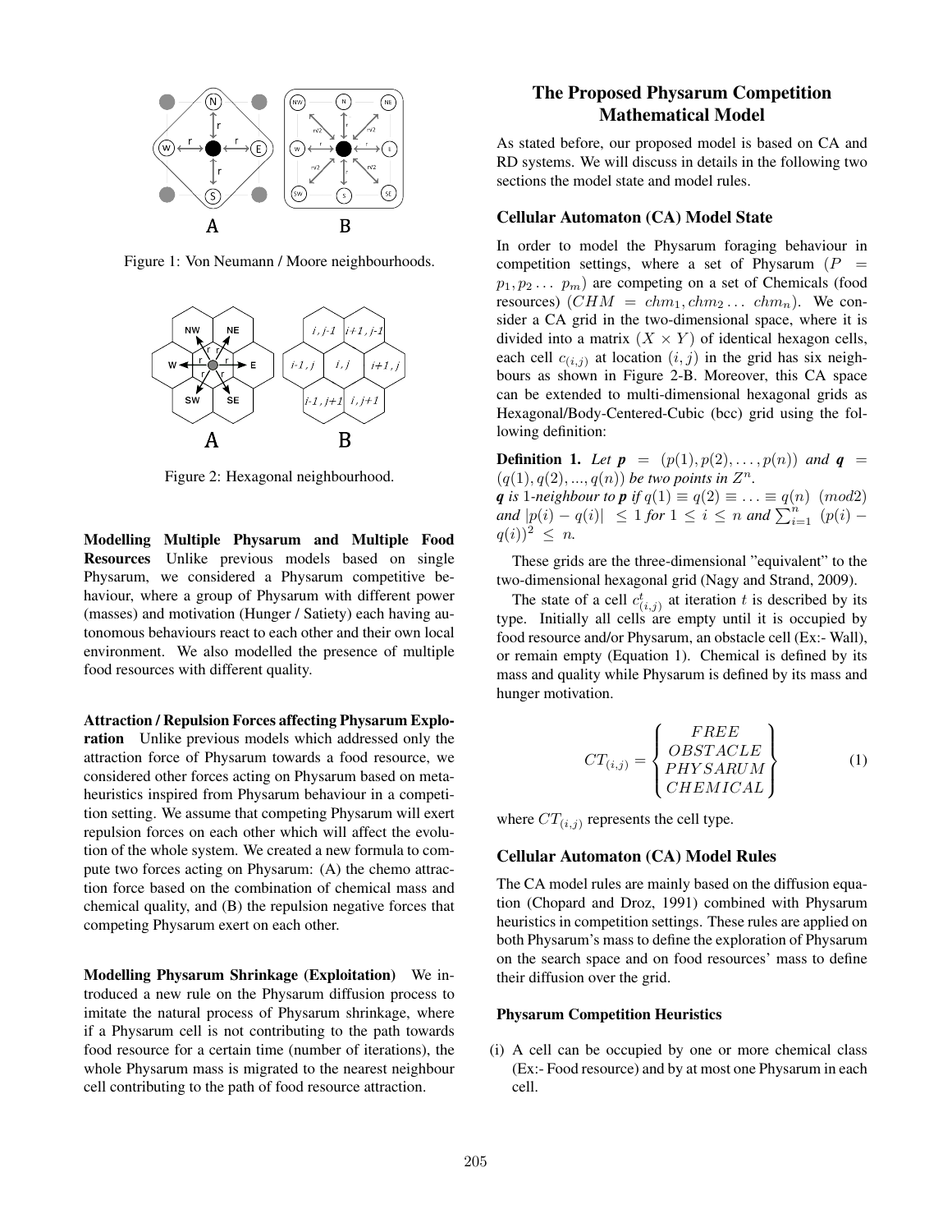Figure 1: Von Neumann / Moore neighbourhoods.

Figure 2: Hexagonal neighbourhood.

**Modelling Multiple Physarum and Multiple Food Resources** Unlike previous models based on single Physarum, we considered a Physarum competitive behaviour, where a group of Physarum with different power (masses) and motivation (Hunger / Satiety) each having autonomous behaviours react to each other and their own local environment. We also modelled the presence of multiple food resources with different quality.

**Attraction / Repulsion Forces affecting Physarum Exploration** Unlike previous models which addressed only the attraction force of Physarum towards a food resource, we considered other forces acting on Physarum based on metaheuristics inspired from Physarum behaviour in a competition setting. We assume that competing Physarum will exert repulsion forces on each other which will affect the evolution of the whole system. We created a new formula to compute two forces acting on Physarum: (A) the chemo attraction force based on the combination of chemical mass and chemical quality, and (B) the repulsion negative forces that competing Physarum exert on each other.

**Modelling Physarum Shrinkage (Exploitation)** We introduced a new rule on the Physarum diffusion process to imitate the natural process of Physarum shrinkage, where if a Physarum cell is not contributing to the path towards food resource for a certain time (number of iterations), the whole Physarum mass is migrated to the nearest neighbour cell contributing to the path of food resource attraction.

## The Proposed Physarum Competition Mathematical Model

As stated before, our proposed model is based on CA and RD systems. We will discuss in details in the following two sections the model state and model rules.

### Cellular Automaton (CA) Model State

In order to model the Physarum foraging behaviour in competition settings, where a set of Physarum ($P = p_1, p_2 \ldots\ p_m$) are competing on a set of Chemicals (food resources) ($CHM = chm_1, chm_2 \ldots\ chm_n$). We consider a CA grid in the two-dimensional space, where it is divided into a matrix ($X \times Y$) of identical hexagon cells, each cell $c_{(i,j)}$ at location $(i, j)$ in the grid has six neighbours as shown in Figure 2-B. Moreover, this CA space can be extended to multi-dimensional hexagonal grids as Hexagonal/Body-Centered-Cubic (bcc) grid using the following definition:

**Definition 1.** *Let* $\boldsymbol{p} = (p(1), p(2), \ldots, p(n))$ *and* $\boldsymbol{q} = (q(1), q(2), ..., q(n))$ *be two points in* $Z^n$.
$\boldsymbol{q}$ *is* 1*-neighbour to* $\boldsymbol{p}$ *if* $q(1) \equiv q(2) \equiv \ldots \equiv q(n) \pmod 2$ *and* $|p(i) - q(i)| \leq 1$ *for* $1 \leq i \leq n$ *and* $\sum_{i=1}^{n} (p(i) - q(i))^2 \leq n$.

These grids are the three-dimensional "equivalent" to the two-dimensional hexagonal grid (Nagy and Strand, 2009).

The state of a cell $c^t_{(i,j)}$ at iteration $t$ is described by its type. Initially all cells are empty until it is occupied by food resource and/or Physarum, an obstacle cell (Ex:- Wall), or remain empty (Equation 1). Chemical is defined by its mass and quality while Physarum is defined by its mass and hunger motivation.

$$CT_{(i,j)} = \begin{Bmatrix} FREE \\ OBSTACLE \\ PHYSARUM \\ CHEMICAL \end{Bmatrix} \tag{1}$$

where $CT_{(i,j)}$ represents the cell type.

### Cellular Automaton (CA) Model Rules

The CA model rules are mainly based on the diffusion equation (Chopard and Droz, 1991) combined with Physarum heuristics in competition settings. These rules are applied on both Physarum's mass to define the exploration of Physarum on the search space and on food resources' mass to define their diffusion over the grid.

#### Physarum Competition Heuristics

(i) A cell can be occupied by one or more chemical class (Ex:- Food resource) and by at most one Physarum in each cell.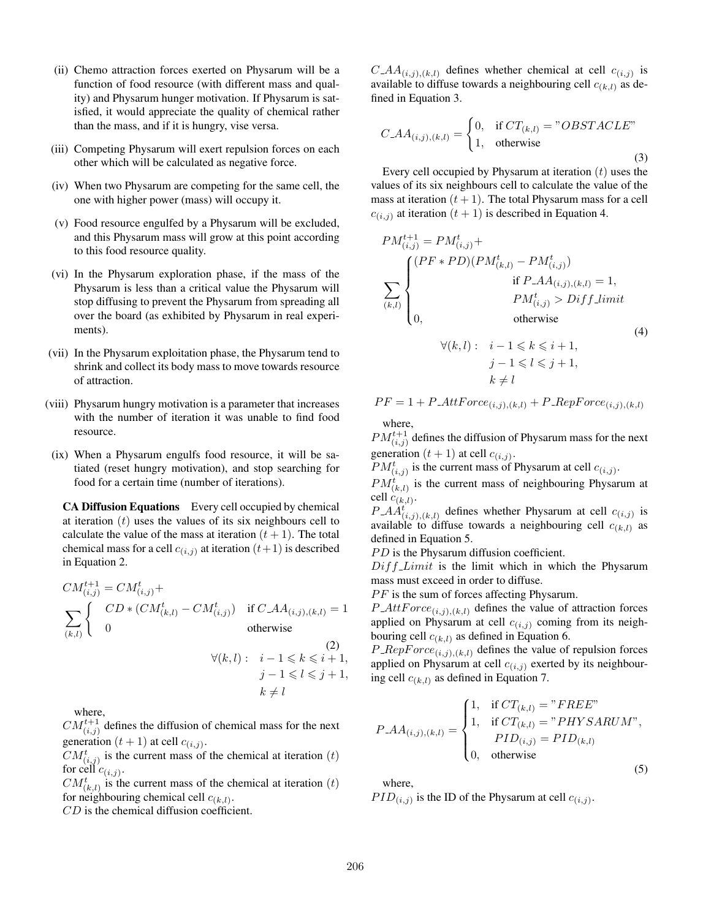(ii) Chemo attraction forces exerted on Physarum will be a function of food resource (with different mass and quality) and Physarum hunger motivation. If Physarum is satisfied, it would appreciate the quality of chemical rather than the mass, and if it is hungry, vise versa.

(iii) Competing Physarum will exert repulsion forces on each other which will be calculated as negative force.

(iv) When two Physarum are competing for the same cell, the one with higher power (mass) will occupy it.

(v) Food resource engulfed by a Physarum will be excluded, and this Physarum mass will grow at this point according to this food resource quality.

(vi) In the Physarum exploration phase, if the mass of the Physarum is less than a critical value the Physarum will stop diffusing to prevent the Physarum from spreading all over the board (as exhibited by Physarum in real experiments).

(vii) In the Physarum exploitation phase, the Physarum tend to shrink and collect its body mass to move towards resource of attraction.

(viii) Physarum hungry motivation is a parameter that increases with the number of iteration it was unable to find food resource.

(ix) When a Physarum engulfs food resource, it will be satiated (reset hungry motivation), and stop searching for food for a certain time (number of iterations).

**CA Diffusion Equations** Every cell occupied by chemical at iteration $(t)$ uses the values of its six neighbours cell to calculate the value of the mass at iteration $(t+1)$. The total chemical mass for a cell $c_{(i,j)}$ at iteration $(t+1)$ is described in Equation 2.

$$
CM^{t+1}_{(i,j)} = CM^{t}_{(i,j)} + \sum_{(k,l)} \begin{cases} CD * (CM^{t}_{(k,l)} - CM^{t}_{(i,j)}) & \text{if } C\_AA_{(i,j),(k,l)} = 1 \\ 0 & \text{otherwise} \end{cases}
$$

$$
\forall (k,l): \quad i-1 \leqslant k \leqslant i+1, \quad j-1 \leqslant l \leqslant j+1, \quad k \neq l \tag{2}
$$

where,
$CM^{t+1}_{(i,j)}$ defines the diffusion of chemical mass for the next generation $(t+1)$ at cell $c_{(i,j)}$.
$CM^{t}_{(i,j)}$ is the current mass of the chemical at iteration $(t)$ for cell $c_{(i,j)}$.
$CM^{t}_{(k,l)}$ is the current mass of the chemical at iteration $(t)$ for neighbouring chemical cell $c_{(k,l)}$.
$CD$ is the chemical diffusion coefficient.
$C\_AA_{(i,j),(k,l)}$ defines whether chemical at cell $c_{(i,j)}$ is available to diffuse towards a neighbouring cell $c_{(k,l)}$ as defined in Equation 3.

$$
C\_AA_{(i,j),(k,l)} = \begin{cases} 0, & \text{if } CT_{(k,l)} = \text{"}OBSTACLE\text{"} \\ 1, & \text{otherwise} \end{cases} \tag{3}
$$

Every cell occupied by Physarum at iteration $(t)$ uses the values of its six neighbours cell to calculate the value of the mass at iteration $(t+1)$. The total Physarum mass for a cell $c_{(i,j)}$ at iteration $(t+1)$ is described in Equation 4.

$$
PM^{t+1}_{(i,j)} = PM^{t}_{(i,j)} + \sum_{(k,l)} \begin{cases} (PF * PD)(PM^{t}_{(k,l)} - PM^{t}_{(i,j)}) & \text{if } P\_AA_{(i,j),(k,l)} = 1, \\ & PM^{t}_{(i,j)} > Diff\_limit \\ 0, & \text{otherwise} \end{cases}
$$

$$
\forall (k,l): \quad i-1 \leqslant k \leqslant i+1, \quad j-1 \leqslant l \leqslant j+1, \quad k \neq l \tag{4}
$$

$$
PF = 1 + P\_AttForce_{(i,j),(k,l)} + P\_RepForce_{(i,j),(k,l)}
$$

where,
$PM^{t+1}_{(i,j)}$ defines the diffusion of Physarum mass for the next generation $(t+1)$ at cell $c_{(i,j)}$.
$PM^{t}_{(i,j)}$ is the current mass of Physarum at cell $c_{(i,j)}$.
$PM^{t}_{(k,l)}$ is the current mass of neighbouring Physarum at cell $c_{(k,l)}$.
$P\_AA^{t}_{(i,j),(k,l)}$ defines whether Physarum at cell $c_{(i,j)}$ is available to diffuse towards a neighbouring cell $c_{(k,l)}$ as defined in Equation 5.
$PD$ is the Physarum diffusion coefficient.
$Diff\_Limit$ is the limit which in which the Physarum mass must exceed in order to diffuse.
$PF$ is the sum of forces affecting Physarum.
$P\_AttForce_{(i,j),(k,l)}$ defines the value of attraction forces applied on Physarum at cell $c_{(i,j)}$ coming from its neighbouring cell $c_{(k,l)}$ as defined in Equation 6.
$P\_RepForce_{(i,j),(k,l)}$ defines the value of repulsion forces applied on Physarum at cell $c_{(i,j)}$ exerted by its neighbouring cell $c_{(k,l)}$ as defined in Equation 7.

$$
P\_AA_{(i,j),(k,l)} = \begin{cases} 1, & \text{if } CT_{(k,l)} = \text{"}FREE\text{"} \\ 1, & \text{if } CT_{(k,l)} = \text{"}PHYSARUM\text{"}, \\ & PID_{(i,j)} = PID_{(k,l)} \\ 0, & \text{otherwise} \end{cases} \tag{5}
$$

where,
$PID_{(i,j)}$ is the ID of the Physarum at cell $c_{(i,j)}$.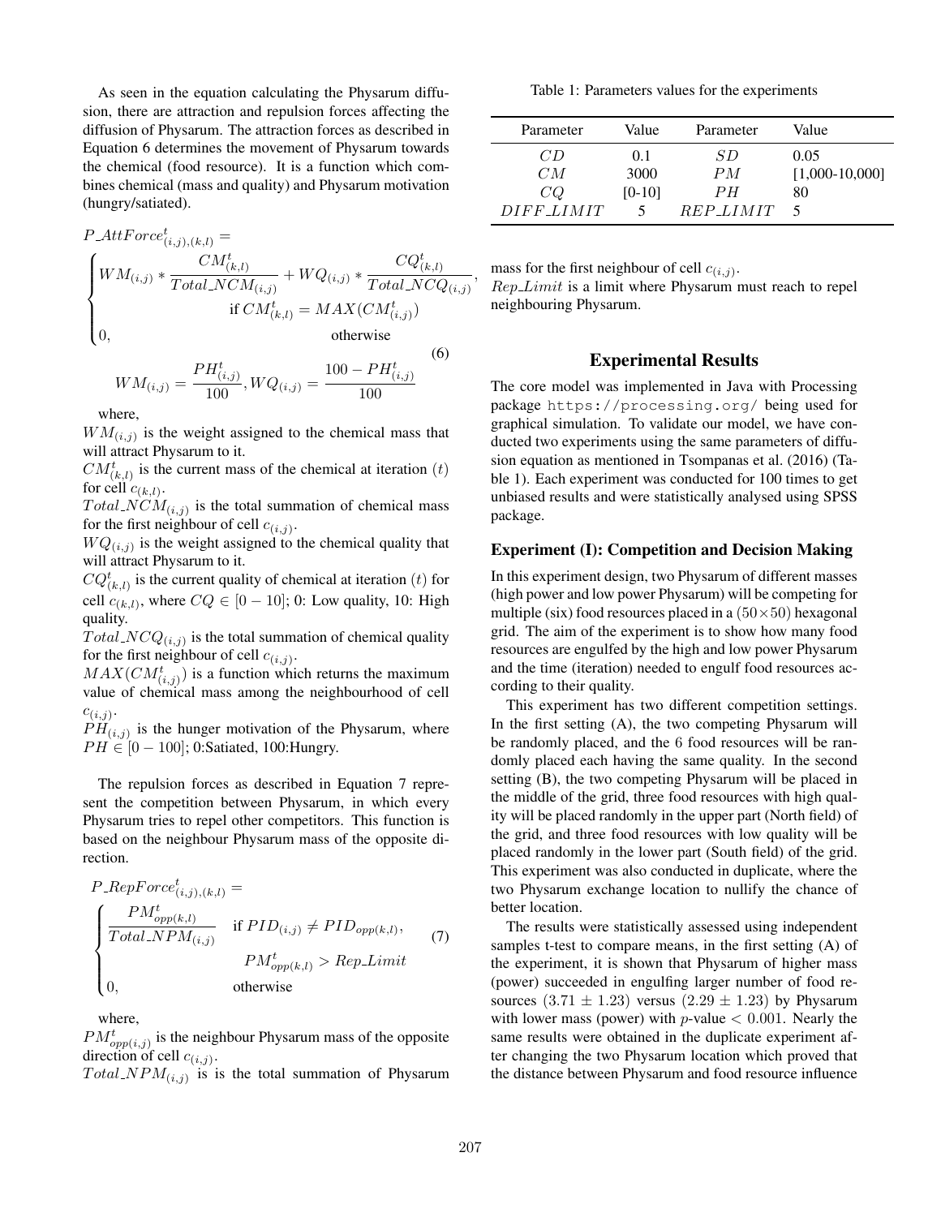As seen in the equation calculating the Physarum diffusion, there are attraction and repulsion forces affecting the diffusion of Physarum. The attraction forces as described in Equation 6 determines the movement of Physarum towards the chemical (food resource). It is a function which combines chemical (mass and quality) and Physarum motivation (hungry/satiated).

$$
P\_AttForce^{t}_{(i,j),(k,l)} =
\begin{cases}
WM_{(i,j)} * \dfrac{CM^{t}_{(k,l)}}{Total\_NCM_{(i,j)}} + WQ_{(i,j)} * \dfrac{CQ^{t}_{(k,l)}}{Total\_NCQ_{(i,j)}}, & \text{if } CM^{t}_{(k,l)} = MAX(CM^{t}_{(i,j)}) \\
0, & \text{otherwise}
\end{cases}
$$

$$
WM_{(i,j)} = \frac{PH^{t}_{(i,j)}}{100}, WQ_{(i,j)} = \frac{100 - PH^{t}_{(i,j)}}{100} \tag{6}
$$

where,
$WM_{(i,j)}$ is the weight assigned to the chemical mass that will attract Physarum to it.
$CM^{t}_{(k,l)}$ is the current mass of the chemical at iteration $(t)$ for cell $c_{(k,l)}$.
$Total\_NCM_{(i,j)}$ is the total summation of chemical mass for the first neighbour of cell $c_{(i,j)}$.
$WQ_{(i,j)}$ is the weight assigned to the chemical quality that will attract Physarum to it.
$CQ^{t}_{(k,l)}$ is the current quality of chemical at iteration $(t)$ for cell $c_{(k,l)}$, where $CQ \in [0-10]$; 0: Low quality, 10: High quality.
$Total\_NCQ_{(i,j)}$ is the total summation of chemical quality for the first neighbour of cell $c_{(i,j)}$.
$MAX(CM^{t}_{(i,j)})$ is a function which returns the maximum value of chemical mass among the neighbourhood of cell $c_{(i,j)}$.
$PH_{(i,j)}$ is the hunger motivation of the Physarum, where $PH \in [0-100]$; 0:Satiated, 100:Hungry.

The repulsion forces as described in Equation 7 represent the competition between Physarum, in which every Physarum tries to repel other competitors. This function is based on the neighbour Physarum mass of the opposite direction.

$$
P\_RepForce^{t}_{(i,j),(k,l)} =
\begin{cases}
\dfrac{PM^{t}_{opp(k,l)}}{Total\_NPM_{(i,j)}} & \text{if } PID_{(i,j)} \neq PID_{opp(k,l)}, \\
 & PM^{t}_{opp(k,l)} > Rep\_Limit \\
0, & \text{otherwise}
\end{cases} \tag{7}
$$

where,
$PM^{t}_{opp(i,j)}$ is the neighbour Physarum mass of the opposite direction of cell $c_{(i,j)}$.
$Total\_NPM_{(i,j)}$ is is the total summation of Physarum mass for the first neighbour of cell $c_{(i,j)}$.
$Rep\_Limit$ is a limit where Physarum must reach to repel neighbouring Physarum.

Table 1: Parameters values for the experiments

| Parameter | Value | Parameter | Value |
|---|---|---|---|
| $CD$ | 0.1 | $SD$ | 0.05 |
| $CM$ | 3000 | $PM$ | [1,000-10,000] |
| $CQ$ | [0-10] | $PH$ | 80 |
| $DIFF\_LIMIT$ | 5 | $REP\_LIMIT$ | 5 |

## Experimental Results

The core model was implemented in Java with Processing package https://processing.org/ being used for graphical simulation. To validate our model, we have conducted two experiments using the same parameters of diffusion equation as mentioned in Tsompanas et al. (2016) (Table 1). Each experiment was conducted for 100 times to get unbiased results and were statistically analysed using SPSS package.

### Experiment (I): Competition and Decision Making

In this experiment design, two Physarum of different masses (high power and low power Physarum) will be competing for multiple (six) food resources placed in a $(50 \times 50)$ hexagonal grid. The aim of the experiment is to show how many food resources are engulfed by the high and low power Physarum and the time (iteration) needed to engulf food resources according to their quality.

This experiment has two different competition settings. In the first setting (A), the two competing Physarum will be randomly placed, and the 6 food resources will be randomly placed each having the same quality. In the second setting (B), the two competing Physarum will be placed in the middle of the grid, three food resources with high quality will be placed randomly in the upper part (North field) of the grid, and three food resources with low quality will be placed randomly in the lower part (South field) of the grid. This experiment was also conducted in duplicate, where the two Physarum exchange location to nullify the chance of better location.

The results were statistically assessed using independent samples t-test to compare means, in the first setting (A) of the experiment, it is shown that Physarum of higher mass (power) succeeded in engulfing larger number of food resources $(3.71 \pm 1.23)$ versus $(2.29 \pm 1.23)$ by Physarum with lower mass (power) with $p$-value $< 0.001$. Nearly the same results were obtained in the duplicate experiment after changing the two Physarum location which proved that the distance between Physarum and food resource influence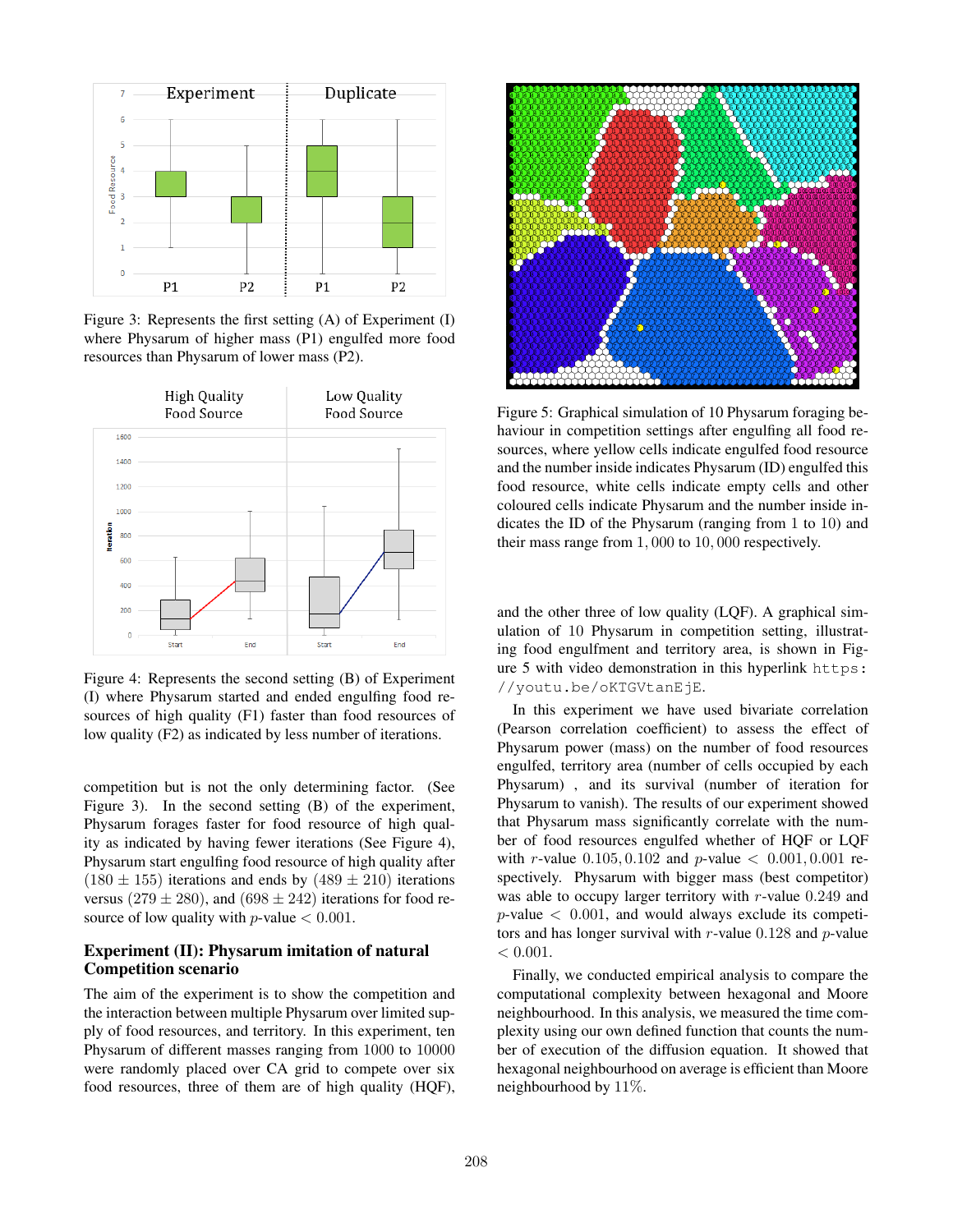Figure 3: Represents the first setting (A) of Experiment (I) where Physarum of higher mass (P1) engulfed more food resources than Physarum of lower mass (P2).

Figure 4: Represents the second setting (B) of Experiment (I) where Physarum started and ended engulfing food resources of high quality (F1) faster than food resources of low quality (F2) as indicated by less number of iterations.

competition but is not the only determining factor. (See Figure 3). In the second setting (B) of the experiment, Physarum forages faster for food resource of high quality as indicated by having fewer iterations (See Figure 4), Physarum start engulfing food resource of high quality after $(180 \pm 155)$ iterations and ends by $(489 \pm 210)$ iterations versus $(279 \pm 280)$, and $(698 \pm 242)$ iterations for food resource of low quality with $p$-value $< 0.001$.

## Experiment (II): Physarum imitation of natural Competition scenario

The aim of the experiment is to show the competition and the interaction between multiple Physarum over limited supply of food resources, and territory. In this experiment, ten Physarum of different masses ranging from 1000 to 10000 were randomly placed over CA grid to compete over six food resources, three of them are of high quality (HQF), and the other three of low quality (LQF). A graphical simulation of 10 Physarum in competition setting, illustrating food engulfment and territory area, is shown in Figure 5 with video demonstration in this hyperlink `https://youtu.be/oKTGVtanEjE`.

Figure 5: Graphical simulation of 10 Physarum foraging behaviour in competition settings after engulfing all food resources, where yellow cells indicate engulfed food resource and the number inside indicates Physarum (ID) engulfed this food resource, white cells indicate empty cells and other coloured cells indicate Physarum and the number inside indicates the ID of the Physarum (ranging from 1 to 10) and their mass range from $1,000$ to $10,000$ respectively.

In this experiment we have used bivariate correlation (Pearson correlation coefficient) to assess the effect of Physarum power (mass) on the number of food resources engulfed, territory area (number of cells occupied by each Physarum) , and its survival (number of iteration for Physarum to vanish). The results of our experiment showed that Physarum mass significantly correlate with the number of food resources engulfed whether of HQF or LQF with $r$-value $0.105, 0.102$ and $p$-value $< 0.001, 0.001$ respectively. Physarum with bigger mass (best competitor) was able to occupy larger territory with $r$-value $0.249$ and $p$-value $< 0.001$, and would always exclude its competitors and has longer survival with $r$-value $0.128$ and $p$-value $< 0.001$.

Finally, we conducted empirical analysis to compare the computational complexity between hexagonal and Moore neighbourhood. In this analysis, we measured the time complexity using our own defined function that counts the number of execution of the diffusion equation. It showed that hexagonal neighbourhood on average is efficient than Moore neighbourhood by $11\%$.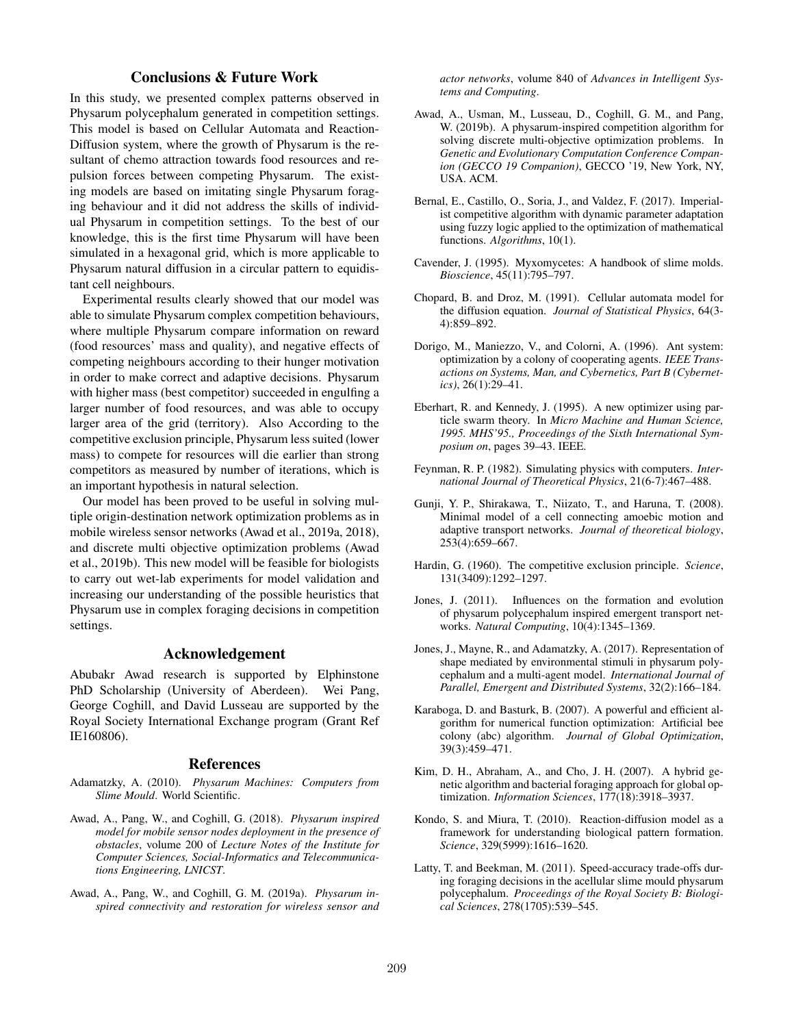## Conclusions & Future Work

In this study, we presented complex patterns observed in Physarum polycephalum generated in competition settings. This model is based on Cellular Automata and Reaction-Diffusion system, where the growth of Physarum is the resultant of chemo attraction towards food resources and repulsion forces between competing Physarum. The existing models are based on imitating single Physarum foraging behaviour and it did not address the skills of individual Physarum in competition settings. To the best of our knowledge, this is the first time Physarum will have been simulated in a hexagonal grid, which is more applicable to Physarum natural diffusion in a circular pattern to equidistant cell neighbours.

Experimental results clearly showed that our model was able to simulate Physarum complex competition behaviours, where multiple Physarum compare information on reward (food resources' mass and quality), and negative effects of competing neighbours according to their hunger motivation in order to make correct and adaptive decisions. Physarum with higher mass (best competitor) succeeded in engulfing a larger number of food resources, and was able to occupy larger area of the grid (territory). Also According to the competitive exclusion principle, Physarum less suited (lower mass) to compete for resources will die earlier than strong competitors as measured by number of iterations, which is an important hypothesis in natural selection.

Our model has been proved to be useful in solving multiple origin-destination network optimization problems as in mobile wireless sensor networks (Awad et al., 2019a, 2018), and discrete multi objective optimization problems (Awad et al., 2019b). This new model will be feasible for biologists to carry out wet-lab experiments for model validation and increasing our understanding of the possible heuristics that Physarum use in complex foraging decisions in competition settings.

## Acknowledgement

Abubakr Awad research is supported by Elphinstone PhD Scholarship (University of Aberdeen). Wei Pang, George Coghill, and David Lusseau are supported by the Royal Society International Exchange program (Grant Ref IE160806).

## References

Adamatzky, A. (2010). *Physarum Machines: Computers from Slime Mould*. World Scientific.

Awad, A., Pang, W., and Coghill, G. (2018). *Physarum inspired model for mobile sensor nodes deployment in the presence of obstacles*, volume 200 of *Lecture Notes of the Institute for Computer Sciences, Social-Informatics and Telecommunications Engineering, LNICST*.

Awad, A., Pang, W., and Coghill, G. M. (2019a). *Physarum inspired connectivity and restoration for wireless sensor and actor networks*, volume 840 of *Advances in Intelligent Systems and Computing*.

Awad, A., Usman, M., Lusseau, D., Coghill, G. M., and Pang, W. (2019b). A physarum-inspired competition algorithm for solving discrete multi-objective optimization problems. In *Genetic and Evolutionary Computation Conference Companion (GECCO 19 Companion)*, GECCO '19, New York, NY, USA. ACM.

Bernal, E., Castillo, O., Soria, J., and Valdez, F. (2017). Imperialist competitive algorithm with dynamic parameter adaptation using fuzzy logic applied to the optimization of mathematical functions. *Algorithms*, 10(1).

Cavender, J. (1995). Myxomycetes: A handbook of slime molds. *Bioscience*, 45(11):795–797.

Chopard, B. and Droz, M. (1991). Cellular automata model for the diffusion equation. *Journal of Statistical Physics*, 64(3-4):859–892.

Dorigo, M., Maniezzo, V., and Colorni, A. (1996). Ant system: optimization by a colony of cooperating agents. *IEEE Transactions on Systems, Man, and Cybernetics, Part B (Cybernetics)*, 26(1):29–41.

Eberhart, R. and Kennedy, J. (1995). A new optimizer using particle swarm theory. In *Micro Machine and Human Science, 1995. MHS'95., Proceedings of the Sixth International Symposium on*, pages 39–43. IEEE.

Feynman, R. P. (1982). Simulating physics with computers. *International Journal of Theoretical Physics*, 21(6-7):467–488.

Gunji, Y. P., Shirakawa, T., Niizato, T., and Haruna, T. (2008). Minimal model of a cell connecting amoebic motion and adaptive transport networks. *Journal of theoretical biology*, 253(4):659–667.

Hardin, G. (1960). The competitive exclusion principle. *Science*, 131(3409):1292–1297.

Jones, J. (2011). Influences on the formation and evolution of physarum polycephalum inspired emergent transport networks. *Natural Computing*, 10(4):1345–1369.

Jones, J., Mayne, R., and Adamatzky, A. (2017). Representation of shape mediated by environmental stimuli in physarum polycephalum and a multi-agent model. *International Journal of Parallel, Emergent and Distributed Systems*, 32(2):166–184.

Karaboga, D. and Basturk, B. (2007). A powerful and efficient algorithm for numerical function optimization: Artificial bee colony (abc) algorithm. *Journal of Global Optimization*, 39(3):459–471.

Kim, D. H., Abraham, A., and Cho, J. H. (2007). A hybrid genetic algorithm and bacterial foraging approach for global optimization. *Information Sciences*, 177(18):3918–3937.

Kondo, S. and Miura, T. (2010). Reaction-diffusion model as a framework for understanding biological pattern formation. *Science*, 329(5999):1616–1620.

Latty, T. and Beekman, M. (2011). Speed-accuracy trade-offs during foraging decisions in the acellular slime mould physarum polycephalum. *Proceedings of the Royal Society B: Biological Sciences*, 278(1705):539–545.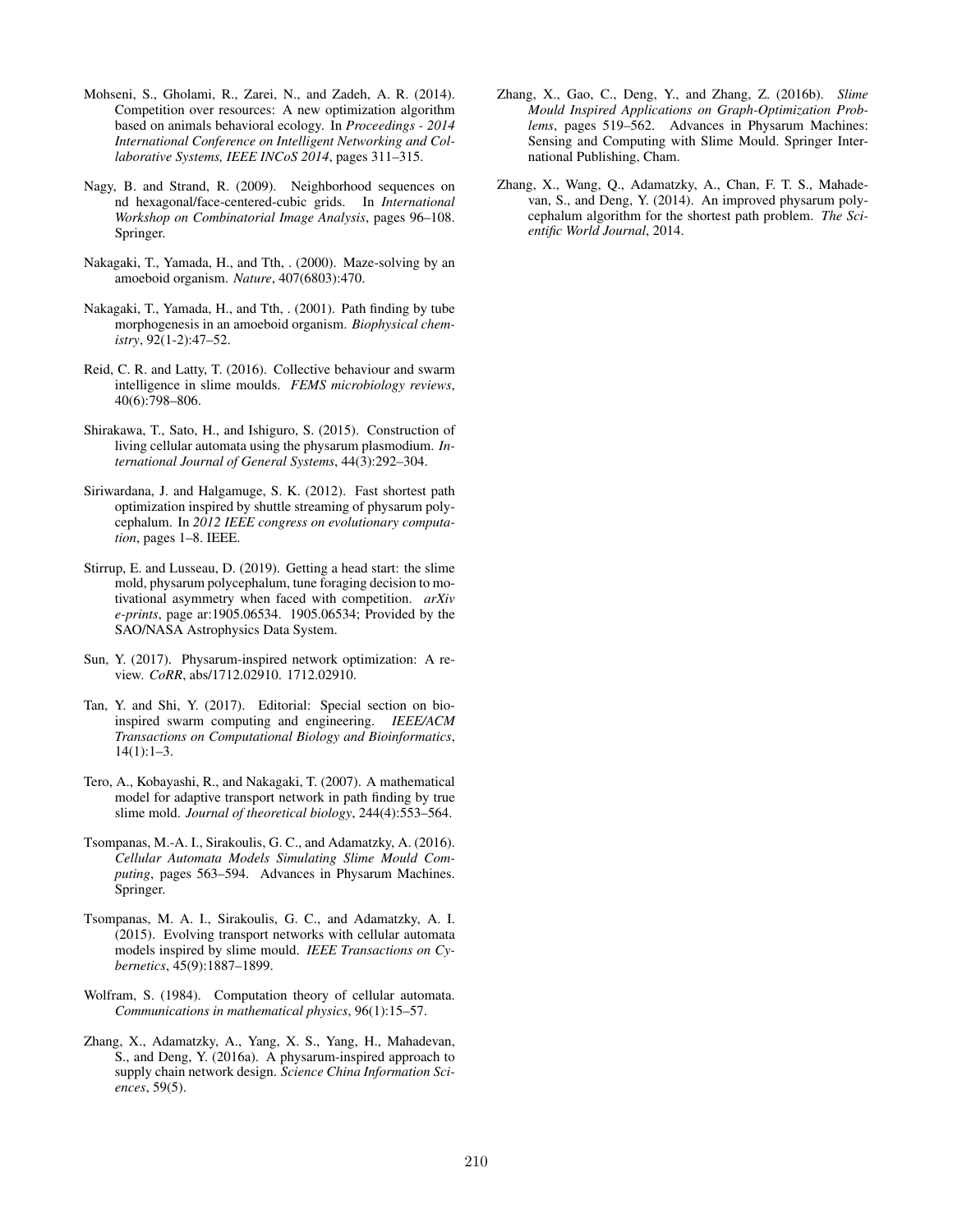Mohseni, S., Gholami, R., Zarei, N., and Zadeh, A. R. (2014). Competition over resources: A new optimization algorithm based on animals behavioral ecology. In *Proceedings - 2014 International Conference on Intelligent Networking and Collaborative Systems, IEEE INCoS 2014*, pages 311–315.

Nagy, B. and Strand, R. (2009). Neighborhood sequences on nd hexagonal/face-centered-cubic grids. In *International Workshop on Combinatorial Image Analysis*, pages 96–108. Springer.

Nakagaki, T., Yamada, H., and Tth, . (2000). Maze-solving by an amoeboid organism. *Nature*, 407(6803):470.

Nakagaki, T., Yamada, H., and Tth, . (2001). Path finding by tube morphogenesis in an amoeboid organism. *Biophysical chemistry*, 92(1-2):47–52.

Reid, C. R. and Latty, T. (2016). Collective behaviour and swarm intelligence in slime moulds. *FEMS microbiology reviews*, 40(6):798–806.

Shirakawa, T., Sato, H., and Ishiguro, S. (2015). Construction of living cellular automata using the physarum plasmodium. *International Journal of General Systems*, 44(3):292–304.

Siriwardana, J. and Halgamuge, S. K. (2012). Fast shortest path optimization inspired by shuttle streaming of physarum polycephalum. In *2012 IEEE congress on evolutionary computation*, pages 1–8. IEEE.

Stirrup, E. and Lusseau, D. (2019). Getting a head start: the slime mold, physarum polycephalum, tune foraging decision to motivational asymmetry when faced with competition. *arXiv e-prints*, page ar:1905.06534. 1905.06534; Provided by the SAO/NASA Astrophysics Data System.

Sun, Y. (2017). Physarum-inspired network optimization: A review. *CoRR*, abs/1712.02910. 1712.02910.

Tan, Y. and Shi, Y. (2017). Editorial: Special section on bio-inspired swarm computing and engineering. *IEEE/ACM Transactions on Computational Biology and Bioinformatics*, 14(1):1–3.

Tero, A., Kobayashi, R., and Nakagaki, T. (2007). A mathematical model for adaptive transport network in path finding by true slime mold. *Journal of theoretical biology*, 244(4):553–564.

Tsompanas, M.-A. I., Sirakoulis, G. C., and Adamatzky, A. (2016). *Cellular Automata Models Simulating Slime Mould Computing*, pages 563–594. Advances in Physarum Machines. Springer.

Tsompanas, M. A. I., Sirakoulis, G. C., and Adamatzky, A. I. (2015). Evolving transport networks with cellular automata models inspired by slime mould. *IEEE Transactions on Cybernetics*, 45(9):1887–1899.

Wolfram, S. (1984). Computation theory of cellular automata. *Communications in mathematical physics*, 96(1):15–57.

Zhang, X., Adamatzky, A., Yang, X. S., Yang, H., Mahadevan, S., and Deng, Y. (2016a). A physarum-inspired approach to supply chain network design. *Science China Information Sciences*, 59(5).

Zhang, X., Gao, C., Deng, Y., and Zhang, Z. (2016b). *Slime Mould Inspired Applications on Graph-Optimization Problems*, pages 519–562. Advances in Physarum Machines: Sensing and Computing with Slime Mould. Springer International Publishing, Cham.

Zhang, X., Wang, Q., Adamatzky, A., Chan, F. T. S., Mahadevan, S., and Deng, Y. (2014). An improved physarum polycephalum algorithm for the shortest path problem. *The Scientific World Journal*, 2014.